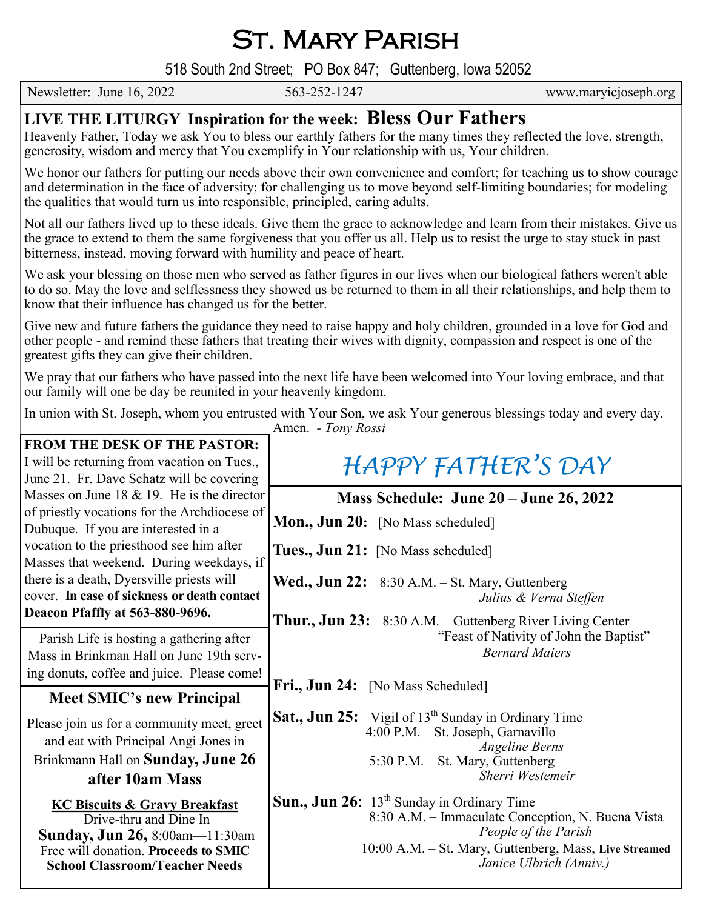# St. Mary Parish

518 South 2nd Street; PO Box 847; Guttenberg, Iowa 52052

Newsletter: June 16, 2022 563-252-1247 www.maryicjoseph.org

## LIVE THE LITURGY Inspiration for the week: Bless Our Fathers

Heavenly Father, Today we ask You to bless our earthly fathers for the many times they reflected the love, strength, generosity, wisdom and mercy that You exemplify in Your relationship with us, Your children.

We honor our fathers for putting our needs above their own convenience and comfort; for teaching us to show courage and determination in the face of adversity; for challenging us to move beyond self-limiting boundaries; for modeling the qualities that would turn us into responsible, principled, caring adults.

Not all our fathers lived up to these ideals. Give them the grace to acknowledge and learn from their mistakes. Give us the grace to extend to them the same forgiveness that you offer us all. Help us to resist the urge to stay stuck in past bitterness, instead, moving forward with humility and peace of heart.

We ask your blessing on those men who served as father figures in our lives when our biological fathers weren't able to do so. May the love and selflessness they showed us be returned to them in all their relationships, and help them to know that their influence has changed us for the better.

Give new and future fathers the guidance they need to raise happy and holy children, grounded in a love for God and other people - and remind these fathers that treating their wives with dignity, compassion and respect is one of the greatest gifts they can give their children.

We pray that our fathers who have passed into the next life have been welcomed into Your loving embrace, and that our family will one be day be reunited in your heavenly kingdom.

In union with St. Joseph, whom you entrusted with Your Son, we ask Your generous blessings today and every day. Amen. - *Tony Rossi*

**FROM THE DESK OF THE PASTOR:** I will be returning from vacation on Tues., June 21. Fr. Dave Schatz will be covering Masses on June 18 & 19. He is the director of priestly vocations for the Archdiocese of Dubuque. If you are interested in a vocation to the priesthood see him after Masses that weekend. During weekdays, if there is a death, Dyersville priests will cover. **In case of sickness or death contact Deacon Pfaffly at 563-880-9696.**

Parish Life is hosting a gathering after Mass in Brinkman Hall on June 19th serving donuts, coffee and juice. Please come!

### Meet SMIC's new Principal

Please join us for a community meet, greet and eat with Principal Angi Jones in Brinkmann Hall on **Sunday, June 26 after 10am Mass**

**KC Biscuits & Gravy Breakfast**
Drive-thru and Dine In
**Sunday, Jun 26,** 8:00am—11:30am
Free will donation. **Proceeds to SMIC School Classroom/Teacher Needs**

## HAPPY FATHER'S DAY

### Mass Schedule: June 20 – June 26, 2022

**Mon., Jun 20:** [No Mass scheduled]

**Tues., Jun 21:** [No Mass scheduled]

**Wed., Jun 22:** 8:30 A.M. – St. Mary, Guttenberg
*Julius & Verna Steffen*

**Thur., Jun 23:** 8:30 A.M. – Guttenberg River Living Center
"Feast of Nativity of John the Baptist"
*Bernard Maiers*

**Fri., Jun 24:** [No Mass Scheduled]

**Sat., Jun 25:** Vigil of 13th Sunday in Ordinary Time
4:00 P.M.—St. Joseph, Garnavillo
*Angeline Berns*
5:30 P.M.—St. Mary, Guttenberg
*Sherri Westemeir*

**Sun., Jun 26**: 13th Sunday in Ordinary Time
8:30 A.M. – Immaculate Conception, N. Buena Vista
*People of the Parish*
10:00 A.M. – St. Mary, Guttenberg, Mass, **Live Streamed**
*Janice Ulbrich (Anniv.)*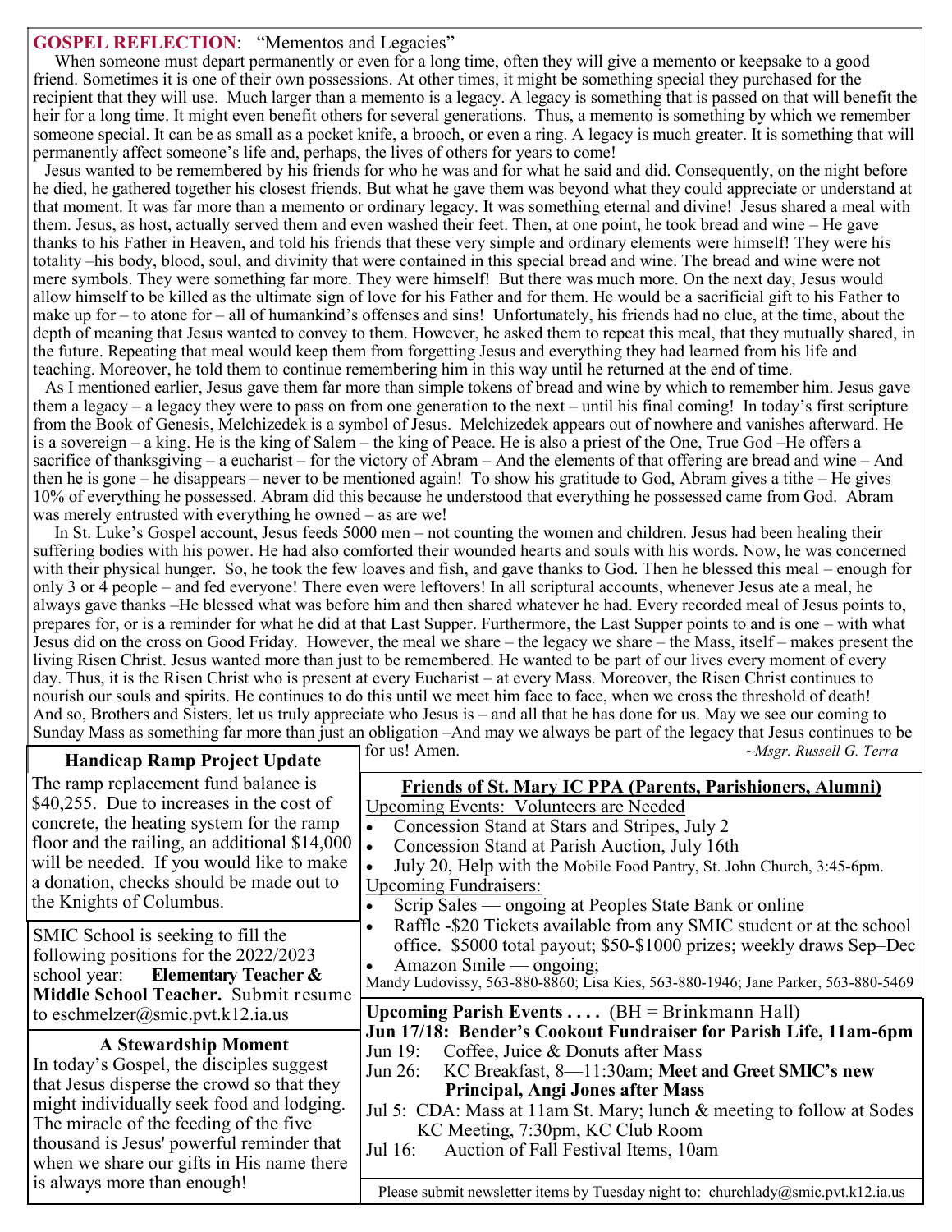**GOSPEL REFLECTION**: "Mementos and Legacies"

When someone must depart permanently or even for a long time, often they will give a memento or keepsake to a good friend. Sometimes it is one of their own possessions. At other times, it might be something special they purchased for the recipient that they will use. Much larger than a memento is a legacy. A legacy is something that is passed on that will benefit the heir for a long time. It might even benefit others for several generations. Thus, a memento is something by which we remember someone special. It can be as small as a pocket knife, a brooch, or even a ring. A legacy is much greater. It is something that will permanently affect someone's life and, perhaps, the lives of others for years to come!

Jesus wanted to be remembered by his friends for who he was and for what he said and did. Consequently, on the night before he died, he gathered together his closest friends. But what he gave them was beyond what they could appreciate or understand at that moment. It was far more than a memento or ordinary legacy. It was something eternal and divine! Jesus shared a meal with them. Jesus, as host, actually served them and even washed their feet. Then, at one point, he took bread and wine – He gave thanks to his Father in Heaven, and told his friends that these very simple and ordinary elements were himself! They were his totality –his body, blood, soul, and divinity that were contained in this special bread and wine. The bread and wine were not mere symbols. They were something far more. They were himself! But there was much more. On the next day, Jesus would allow himself to be killed as the ultimate sign of love for his Father and for them. He would be a sacrificial gift to his Father to make up for – to atone for – all of humankind's offenses and sins! Unfortunately, his friends had no clue, at the time, about the depth of meaning that Jesus wanted to convey to them. However, he asked them to repeat this meal, that they mutually shared, in the future. Repeating that meal would keep them from forgetting Jesus and everything they had learned from his life and teaching. Moreover, he told them to continue remembering him in this way until he returned at the end of time.

As I mentioned earlier, Jesus gave them far more than simple tokens of bread and wine by which to remember him. Jesus gave them a legacy – a legacy they were to pass on from one generation to the next – until his final coming! In today's first scripture from the Book of Genesis, Melchizedek is a symbol of Jesus. Melchizedek appears out of nowhere and vanishes afterward. He is a sovereign – a king. He is the king of Salem – the king of Peace. He is also a priest of the One, True God –He offers a sacrifice of thanksgiving – a eucharist – for the victory of Abram – And the elements of that offering are bread and wine – And then he is gone – he disappears – never to be mentioned again! To show his gratitude to God, Abram gives a tithe – He gives 10% of everything he possessed. Abram did this because he understood that everything he possessed came from God. Abram was merely entrusted with everything he owned – as are we!

In St. Luke's Gospel account, Jesus feeds 5000 men – not counting the women and children. Jesus had been healing their suffering bodies with his power. He had also comforted their wounded hearts and souls with his words. Now, he was concerned with their physical hunger. So, he took the few loaves and fish, and gave thanks to God. Then he blessed this meal – enough for only 3 or 4 people – and fed everyone! There even were leftovers! In all scriptural accounts, whenever Jesus ate a meal, he always gave thanks –He blessed what was before him and then shared whatever he had. Every recorded meal of Jesus points to, prepares for, or is a reminder for what he did at that Last Supper. Furthermore, the Last Supper points to and is one – with what Jesus did on the cross on Good Friday. However, the meal we share – the legacy we share – the Mass, itself – makes present the living Risen Christ. Jesus wanted more than just to be remembered. He wanted to be part of our lives every moment of every day. Thus, it is the Risen Christ who is present at every Eucharist – at every Mass. Moreover, the Risen Christ continues to nourish our souls and spirits. He continues to do this until we meet him face to face, when we cross the threshold of death! And so, Brothers and Sisters, let us truly appreciate who Jesus is – and all that he has done for us. May we see our coming to Sunday Mass as something far more than just an obligation –And may we always be part of the legacy that Jesus continues to be for us! Amen.

*~Msgr. Russell G. Terra*

### Handicap Ramp Project Update

The ramp replacement fund balance is $40,255. Due to increases in the cost of concrete, the heating system for the ramp floor and the railing, an additional $14,000 will be needed. If you would like to make a donation, checks should be made out to the Knights of Columbus.

SMIC School is seeking to fill the following positions for the 2022/2023 school year: **Elementary Teacher & Middle School Teacher.** Submit resume to eschmelzer@smic.pvt.k12.ia.us

### A Stewardship Moment

In today's Gospel, the disciples suggest that Jesus disperse the crowd so that they might individually seek food and lodging. The miracle of the feeding of the five thousand is Jesus' powerful reminder that when we share our gifts in His name there is always more than enough!

### Friends of St. Mary IC PPA (Parents, Parishioners, Alumni)

Upcoming Events: Volunteers are Needed

- Concession Stand at Stars and Stripes, July 2
- Concession Stand at Parish Auction, July 16th
- July 20, Help with the Mobile Food Pantry, St. John Church, 3:45-6pm.

Upcoming Fundraisers:

- Scrip Sales — ongoing at Peoples State Bank or online
- Raffle -$20 Tickets available from any SMIC student or at the school office. $5000 total payout; $50-$1000 prizes; weekly draws Sep–Dec
- Amazon Smile — ongoing;

Mandy Ludovissy, 563-880-8860; Lisa Kies, 563-880-1946; Jane Parker, 563-880-5469

**Upcoming Parish Events . . . .** (BH = Brinkmann Hall)

**Jun 17/18: Bender's Cookout Fundraiser for Parish Life, 11am-6pm**

Jun 19: Coffee, Juice & Donuts after Mass

Jun 26: KC Breakfast, 8—11:30am; **Meet and Greet SMIC's new Principal, Angi Jones after Mass**

Jul 5: CDA: Mass at 11am St. Mary; lunch & meeting to follow at Sodes
KC Meeting, 7:30pm, KC Club Room

Jul 16: Auction of Fall Festival Items, 10am

Please submit newsletter items by Tuesday night to: churchlady@smic.pvt.k12.ia.us